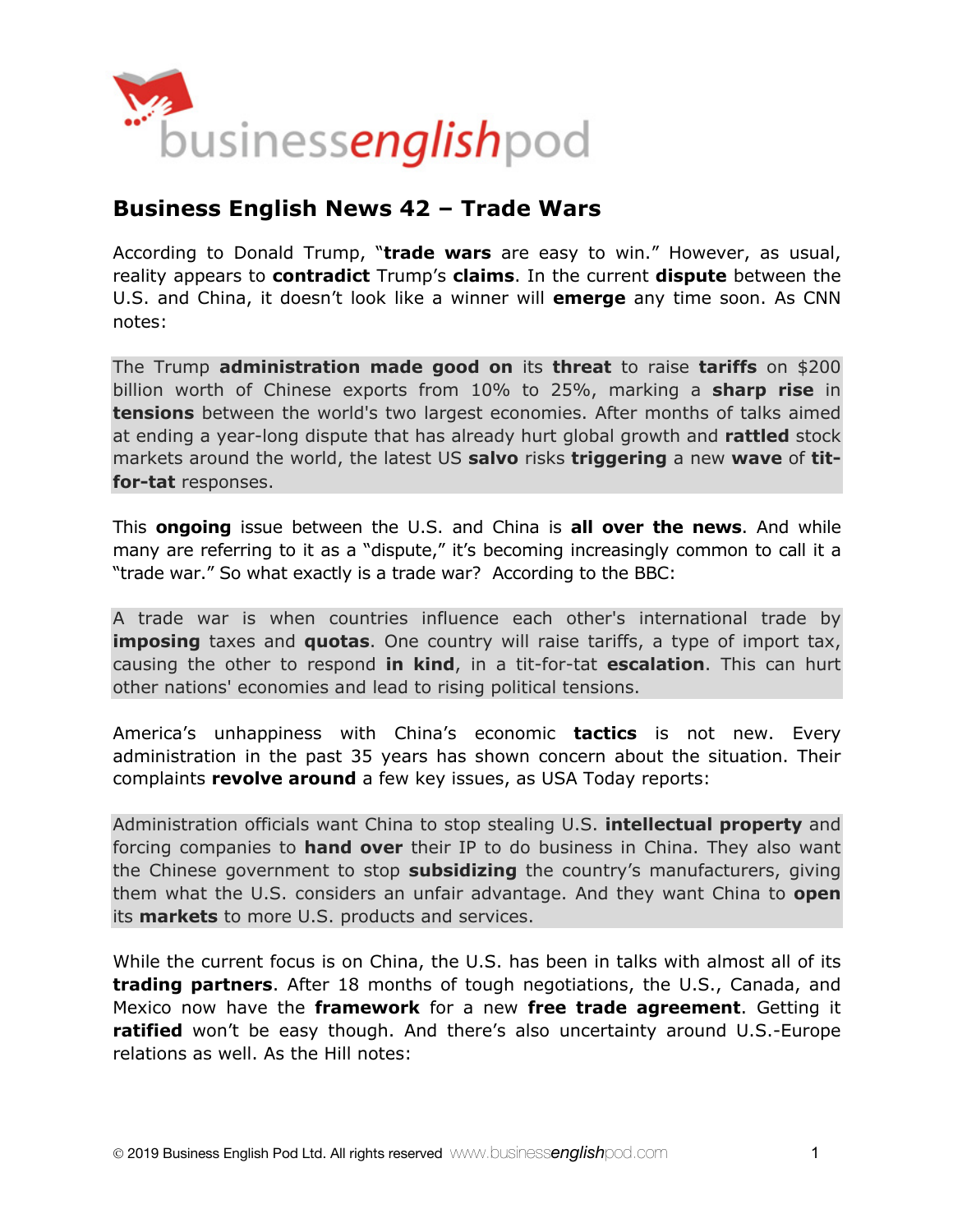## Business English News 42 – Trade Wars

According to Donald Trump, "**trade wars** are easy to win." However, as usual, reality appears to **contradict** Trump's **claims**. In the current **dispute** between the U.S. and China, it doesn't look like a winner will **emerge** any time soon. As CNN notes:

> The Trump **administration made good on** its **threat** to raise **tariffs** on $200 billion worth of Chinese exports from 10% to 25%, marking a **sharp rise** in **tensions** between the world's two largest economies. After months of talks aimed at ending a year-long dispute that has already hurt global growth and **rattled** stock markets around the world, the latest US **salvo** risks **triggering** a new **wave** of **tit-for-tat** responses.

This **ongoing** issue between the U.S. and China is **all over the news**. And while many are referring to it as a "dispute," it's becoming increasingly common to call it a "trade war." So what exactly is a trade war? According to the BBC:

> A trade war is when countries influence each other's international trade by **imposing** taxes and **quotas**. One country will raise tariffs, a type of import tax, causing the other to respond **in kind**, in a tit-for-tat **escalation**. This can hurt other nations' economies and lead to rising political tensions.

America's unhappiness with China's economic **tactics** is not new. Every administration in the past 35 years has shown concern about the situation. Their complaints **revolve around** a few key issues, as USA Today reports:

> Administration officials want China to stop stealing U.S. **intellectual property** and forcing companies to **hand over** their IP to do business in China. They also want the Chinese government to stop **subsidizing** the country's manufacturers, giving them what the U.S. considers an unfair advantage. And they want China to **open** its **markets** to more U.S. products and services.

While the current focus is on China, the U.S. has been in talks with almost all of its **trading partners**. After 18 months of tough negotiations, the U.S., Canada, and Mexico now have the **framework** for a new **free trade agreement**. Getting it **ratified** won't be easy though. And there's also uncertainty around U.S.-Europe relations as well. As the Hill notes: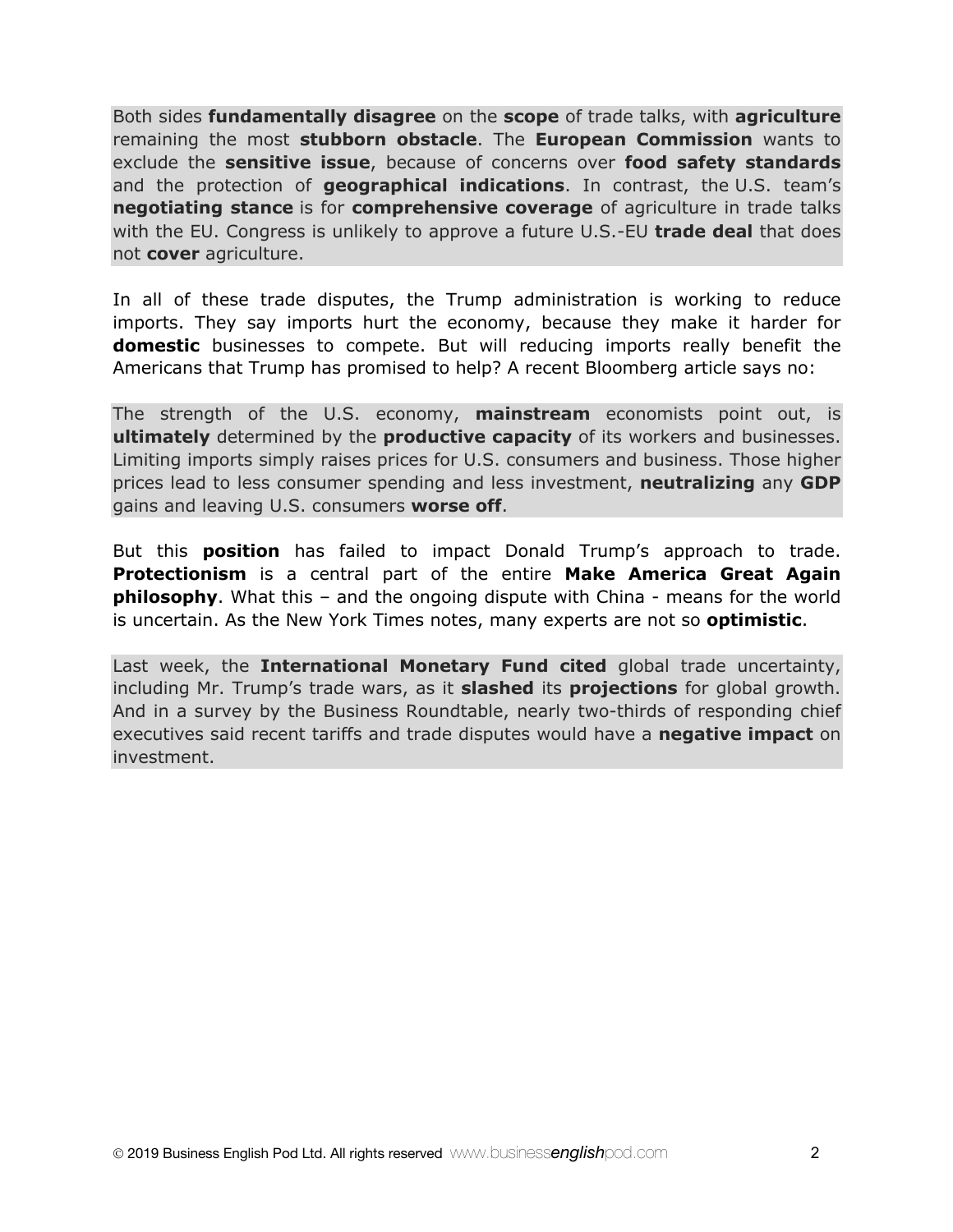Both sides **fundamentally disagree** on the **scope** of trade talks, with **agriculture** remaining the most **stubborn obstacle**. The **European Commission** wants to exclude the **sensitive issue**, because of concerns over **food safety standards** and the protection of **geographical indications**. In contrast, the U.S. team's **negotiating stance** is for **comprehensive coverage** of agriculture in trade talks with the EU. Congress is unlikely to approve a future U.S.-EU **trade deal** that does not **cover** agriculture.

In all of these trade disputes, the Trump administration is working to reduce imports. They say imports hurt the economy, because they make it harder for **domestic** businesses to compete. But will reducing imports really benefit the Americans that Trump has promised to help? A recent Bloomberg article says no:

The strength of the U.S. economy, **mainstream** economists point out, is **ultimately** determined by the **productive capacity** of its workers and businesses. Limiting imports simply raises prices for U.S. consumers and business. Those higher prices lead to less consumer spending and less investment, **neutralizing** any **GDP** gains and leaving U.S. consumers **worse off**.

But this **position** has failed to impact Donald Trump's approach to trade. **Protectionism** is a central part of the entire **Make America Great Again philosophy**. What this – and the ongoing dispute with China - means for the world is uncertain. As the New York Times notes, many experts are not so **optimistic**.

Last week, the **International Monetary Fund cited** global trade uncertainty, including Mr. Trump's trade wars, as it **slashed** its **projections** for global growth. And in a survey by the Business Roundtable, nearly two-thirds of responding chief executives said recent tariffs and trade disputes would have a **negative impact** on investment.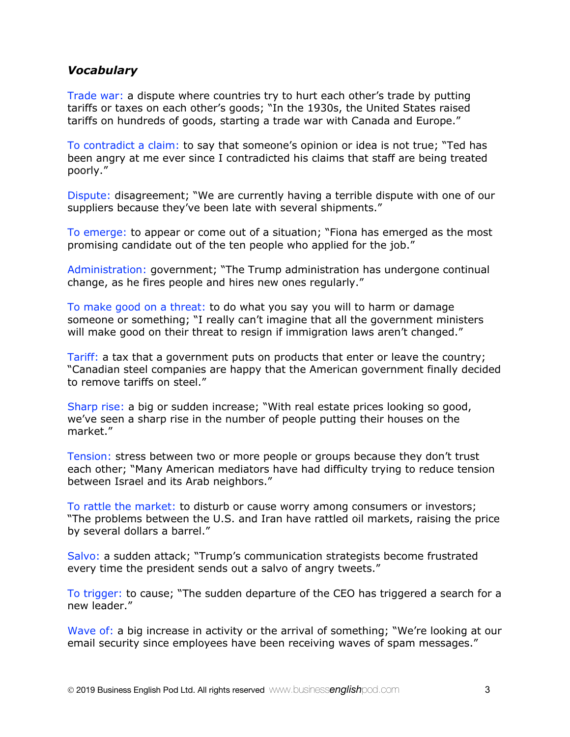### ***Vocabulary***

Trade war: a dispute where countries try to hurt each other's trade by putting tariffs or taxes on each other's goods; "In the 1930s, the United States raised tariffs on hundreds of goods, starting a trade war with Canada and Europe."

To contradict a claim: to say that someone's opinion or idea is not true; "Ted has been angry at me ever since I contradicted his claims that staff are being treated poorly."

Dispute: disagreement; "We are currently having a terrible dispute with one of our suppliers because they've been late with several shipments."

To emerge: to appear or come out of a situation; "Fiona has emerged as the most promising candidate out of the ten people who applied for the job."

Administration: government; "The Trump administration has undergone continual change, as he fires people and hires new ones regularly."

To make good on a threat: to do what you say you will to harm or damage someone or something; "I really can't imagine that all the government ministers will make good on their threat to resign if immigration laws aren't changed."

Tariff: a tax that a government puts on products that enter or leave the country; "Canadian steel companies are happy that the American government finally decided to remove tariffs on steel."

Sharp rise: a big or sudden increase; "With real estate prices looking so good, we've seen a sharp rise in the number of people putting their houses on the market."

Tension: stress between two or more people or groups because they don't trust each other; "Many American mediators have had difficulty trying to reduce tension between Israel and its Arab neighbors."

To rattle the market: to disturb or cause worry among consumers or investors; "The problems between the U.S. and Iran have rattled oil markets, raising the price by several dollars a barrel."

Salvo: a sudden attack; "Trump's communication strategists become frustrated every time the president sends out a salvo of angry tweets."

To trigger: to cause; "The sudden departure of the CEO has triggered a search for a new leader."

Wave of: a big increase in activity or the arrival of something; "We're looking at our email security since employees have been receiving waves of spam messages."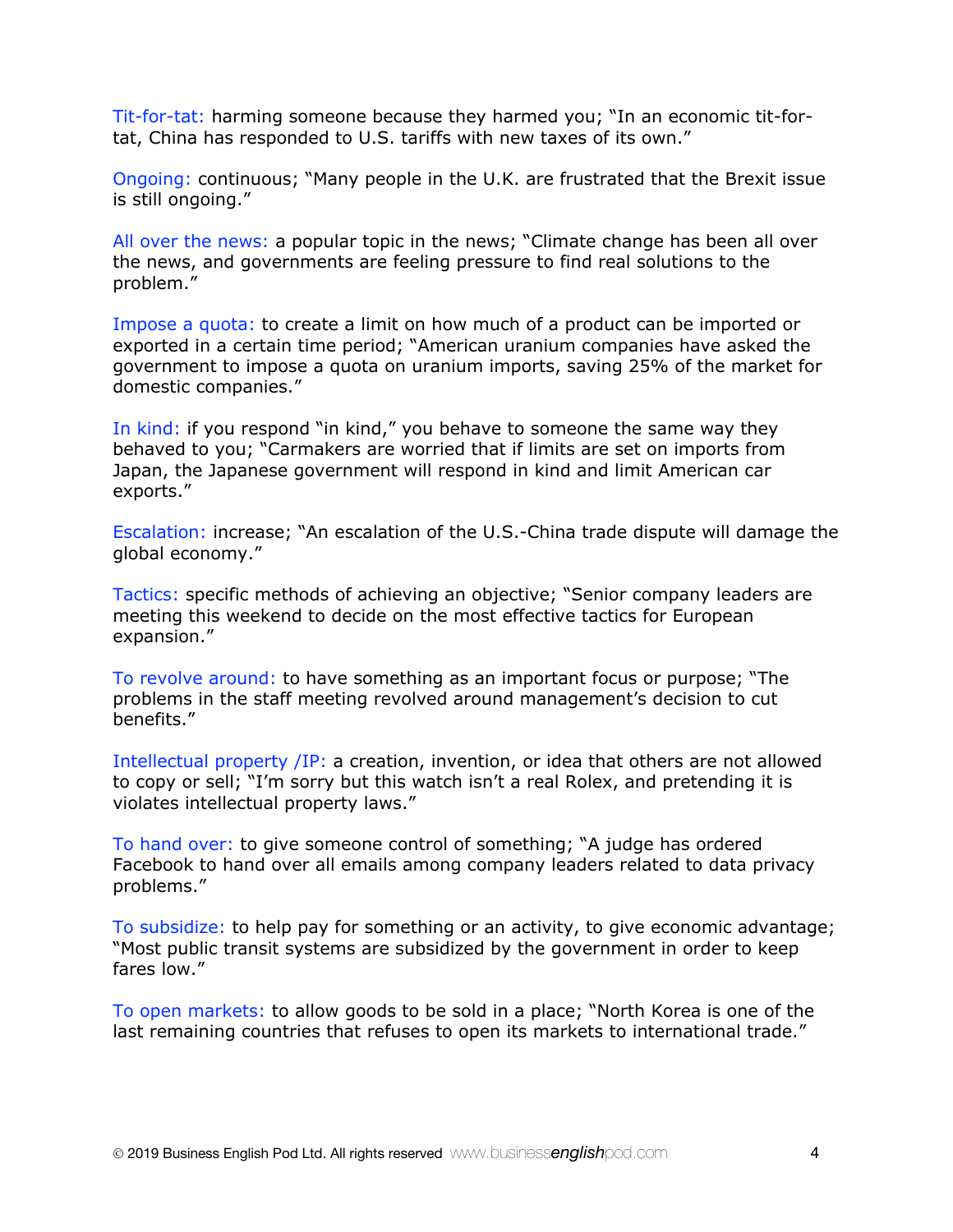Tit-for-tat: harming someone because they harmed you; "In an economic tit-for-tat, China has responded to U.S. tariffs with new taxes of its own."

Ongoing: continuous; "Many people in the U.K. are frustrated that the Brexit issue is still ongoing."

All over the news: a popular topic in the news; "Climate change has been all over the news, and governments are feeling pressure to find real solutions to the problem."

Impose a quota: to create a limit on how much of a product can be imported or exported in a certain time period; "American uranium companies have asked the government to impose a quota on uranium imports, saving 25% of the market for domestic companies."

In kind: if you respond "in kind," you behave to someone the same way they behaved to you; "Carmakers are worried that if limits are set on imports from Japan, the Japanese government will respond in kind and limit American car exports."

Escalation: increase; "An escalation of the U.S.-China trade dispute will damage the global economy."

Tactics: specific methods of achieving an objective; "Senior company leaders are meeting this weekend to decide on the most effective tactics for European expansion."

To revolve around: to have something as an important focus or purpose; "The problems in the staff meeting revolved around management's decision to cut benefits."

Intellectual property /IP: a creation, invention, or idea that others are not allowed to copy or sell; "I'm sorry but this watch isn't a real Rolex, and pretending it is violates intellectual property laws."

To hand over: to give someone control of something; "A judge has ordered Facebook to hand over all emails among company leaders related to data privacy problems."

To subsidize: to help pay for something or an activity, to give economic advantage; "Most public transit systems are subsidized by the government in order to keep fares low."

To open markets: to allow goods to be sold in a place; "North Korea is one of the last remaining countries that refuses to open its markets to international trade."

© 2019 Business English Pod Ltd. All rights reserved www.businessenglishpod.com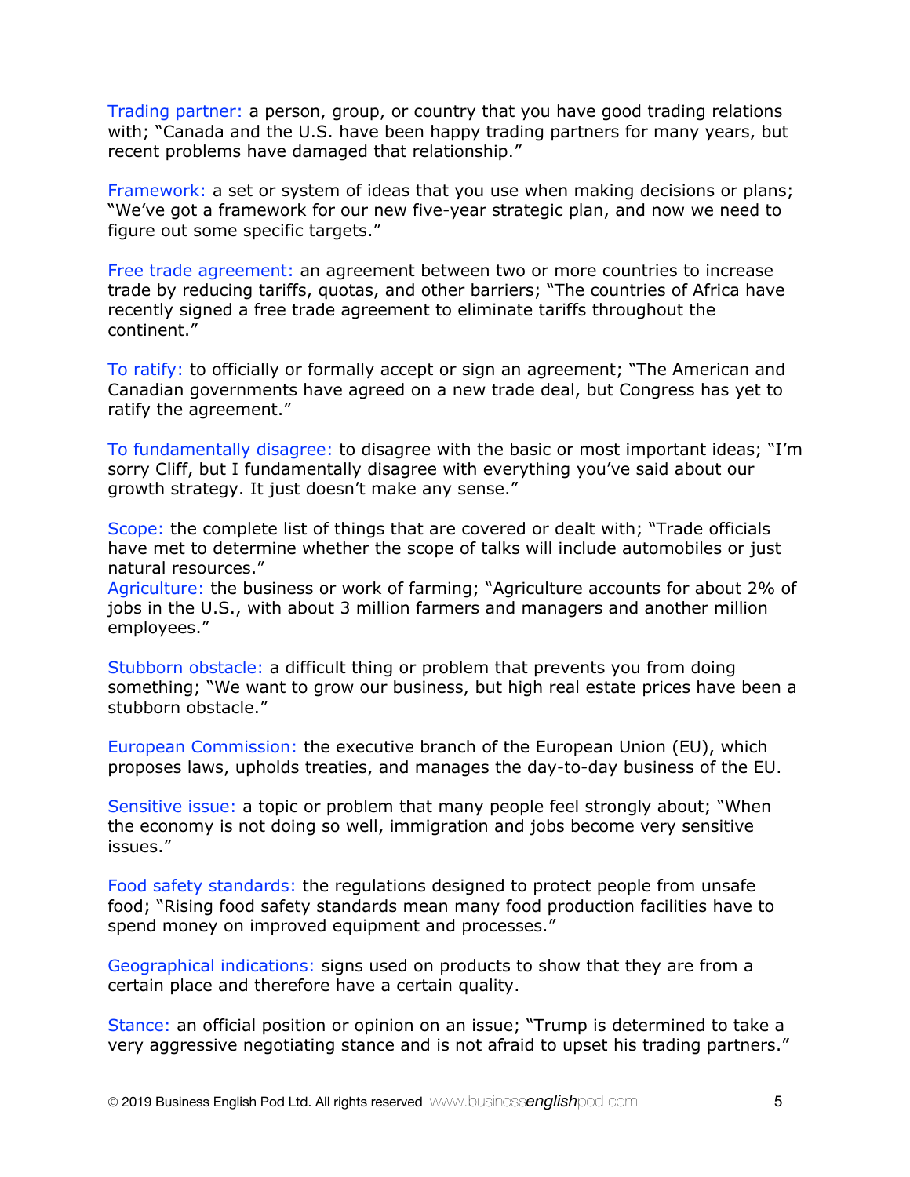Trading partner: a person, group, or country that you have good trading relations with; "Canada and the U.S. have been happy trading partners for many years, but recent problems have damaged that relationship."

Framework: a set or system of ideas that you use when making decisions or plans; "We've got a framework for our new five-year strategic plan, and now we need to figure out some specific targets."

Free trade agreement: an agreement between two or more countries to increase trade by reducing tariffs, quotas, and other barriers; "The countries of Africa have recently signed a free trade agreement to eliminate tariffs throughout the continent."

To ratify: to officially or formally accept or sign an agreement; "The American and Canadian governments have agreed on a new trade deal, but Congress has yet to ratify the agreement."

To fundamentally disagree: to disagree with the basic or most important ideas; "I'm sorry Cliff, but I fundamentally disagree with everything you've said about our growth strategy. It just doesn't make any sense."

Scope: the complete list of things that are covered or dealt with; "Trade officials have met to determine whether the scope of talks will include automobiles or just natural resources."

Agriculture: the business or work of farming; "Agriculture accounts for about 2% of jobs in the U.S., with about 3 million farmers and managers and another million employees."

Stubborn obstacle: a difficult thing or problem that prevents you from doing something; "We want to grow our business, but high real estate prices have been a stubborn obstacle."

European Commission: the executive branch of the European Union (EU), which proposes laws, upholds treaties, and manages the day-to-day business of the EU.

Sensitive issue: a topic or problem that many people feel strongly about; "When the economy is not doing so well, immigration and jobs become very sensitive issues."

Food safety standards: the regulations designed to protect people from unsafe food; "Rising food safety standards mean many food production facilities have to spend money on improved equipment and processes."

Geographical indications: signs used on products to show that they are from a certain place and therefore have a certain quality.

Stance: an official position or opinion on an issue; "Trump is determined to take a very aggressive negotiating stance and is not afraid to upset his trading partners."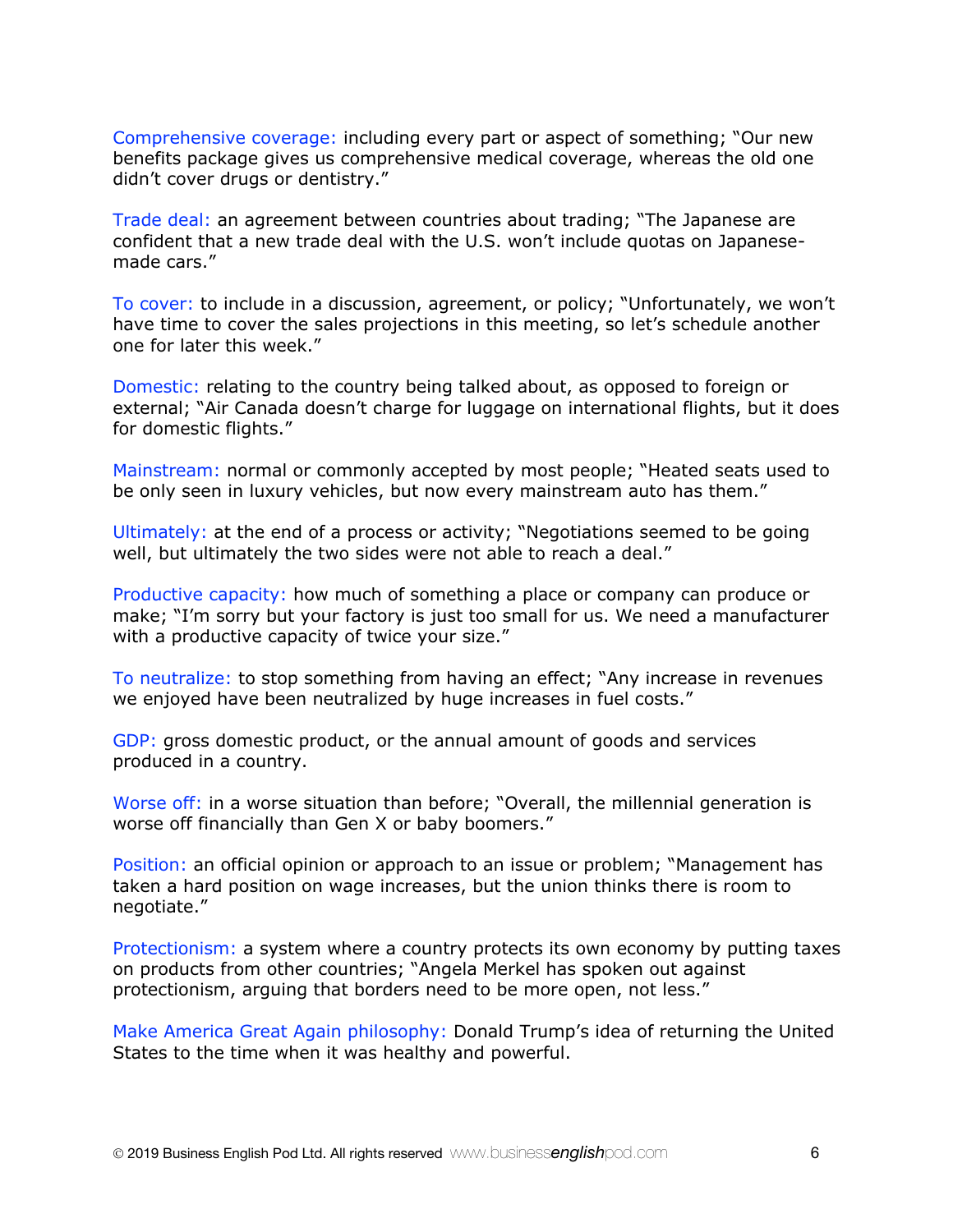Comprehensive coverage: including every part or aspect of something; "Our new benefits package gives us comprehensive medical coverage, whereas the old one didn't cover drugs or dentistry."

Trade deal: an agreement between countries about trading; "The Japanese are confident that a new trade deal with the U.S. won't include quotas on Japanese-made cars."

To cover: to include in a discussion, agreement, or policy; "Unfortunately, we won't have time to cover the sales projections in this meeting, so let's schedule another one for later this week."

Domestic: relating to the country being talked about, as opposed to foreign or external; "Air Canada doesn't charge for luggage on international flights, but it does for domestic flights."

Mainstream: normal or commonly accepted by most people; "Heated seats used to be only seen in luxury vehicles, but now every mainstream auto has them."

Ultimately: at the end of a process or activity; "Negotiations seemed to be going well, but ultimately the two sides were not able to reach a deal."

Productive capacity: how much of something a place or company can produce or make; "I'm sorry but your factory is just too small for us. We need a manufacturer with a productive capacity of twice your size."

To neutralize: to stop something from having an effect; "Any increase in revenues we enjoyed have been neutralized by huge increases in fuel costs."

GDP: gross domestic product, or the annual amount of goods and services produced in a country.

Worse off: in a worse situation than before; "Overall, the millennial generation is worse off financially than Gen X or baby boomers."

Position: an official opinion or approach to an issue or problem; "Management has taken a hard position on wage increases, but the union thinks there is room to negotiate."

Protectionism: a system where a country protects its own economy by putting taxes on products from other countries; "Angela Merkel has spoken out against protectionism, arguing that borders need to be more open, not less."

Make America Great Again philosophy: Donald Trump's idea of returning the United States to the time when it was healthy and powerful.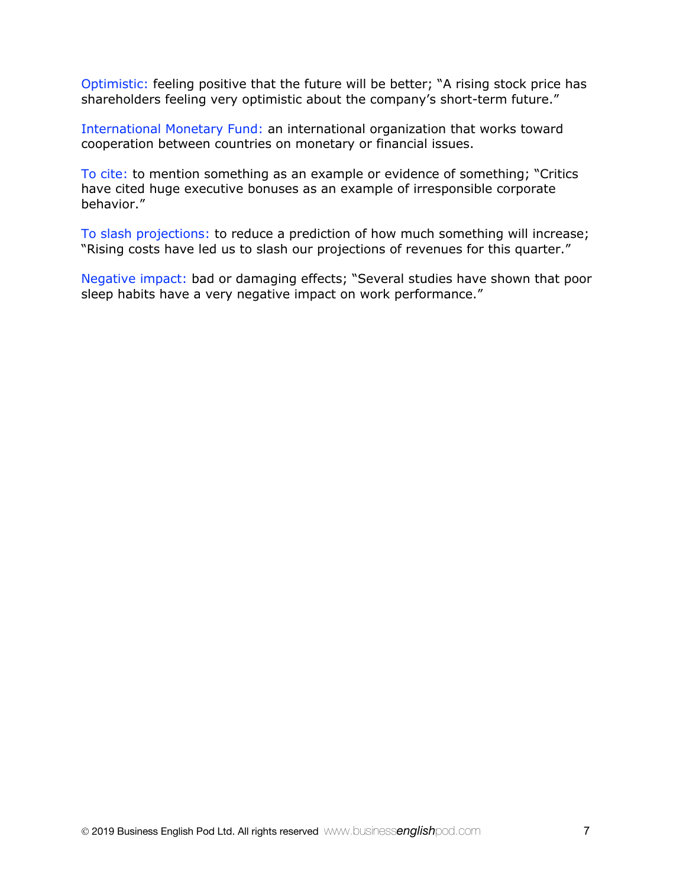Optimistic: feeling positive that the future will be better; "A rising stock price has shareholders feeling very optimistic about the company's short-term future."

International Monetary Fund: an international organization that works toward cooperation between countries on monetary or financial issues.

To cite: to mention something as an example or evidence of something; "Critics have cited huge executive bonuses as an example of irresponsible corporate behavior."

To slash projections: to reduce a prediction of how much something will increase; "Rising costs have led us to slash our projections of revenues for this quarter."

Negative impact: bad or damaging effects; "Several studies have shown that poor sleep habits have a very negative impact on work performance."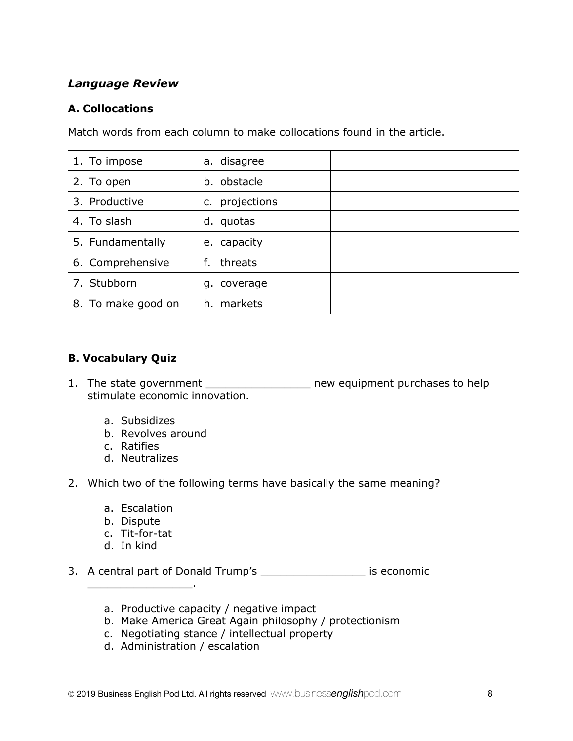## *Language Review*

### A. Collocations

Match words from each column to make collocations found in the article.

| | | |
|---|---|---|
| 1. To impose | a. disagree | |
| 2. To open | b. obstacle | |
| 3. Productive | c. projections | |
| 4. To slash | d. quotas | |
| 5. Fundamentally | e. capacity | |
| 6. Comprehensive | f. threats | |
| 7. Stubborn | g. coverage | |
| 8. To make good on | h. markets | |

### B. Vocabulary Quiz

1. The state government ________________ new equipment purchases to help stimulate economic innovation.

    a. Subsidizes
    b. Revolves around
    c. Ratifies
    d. Neutralizes

2. Which two of the following terms have basically the same meaning?

    a. Escalation
    b. Dispute
    c. Tit-for-tat
    d. In kind

3. A central part of Donald Trump's ________________ is economic ________________.

    a. Productive capacity / negative impact
    b. Make America Great Again philosophy / protectionism
    c. Negotiating stance / intellectual property
    d. Administration / escalation

© 2019 Business English Pod Ltd. All rights reserved www.businessenglishpod.com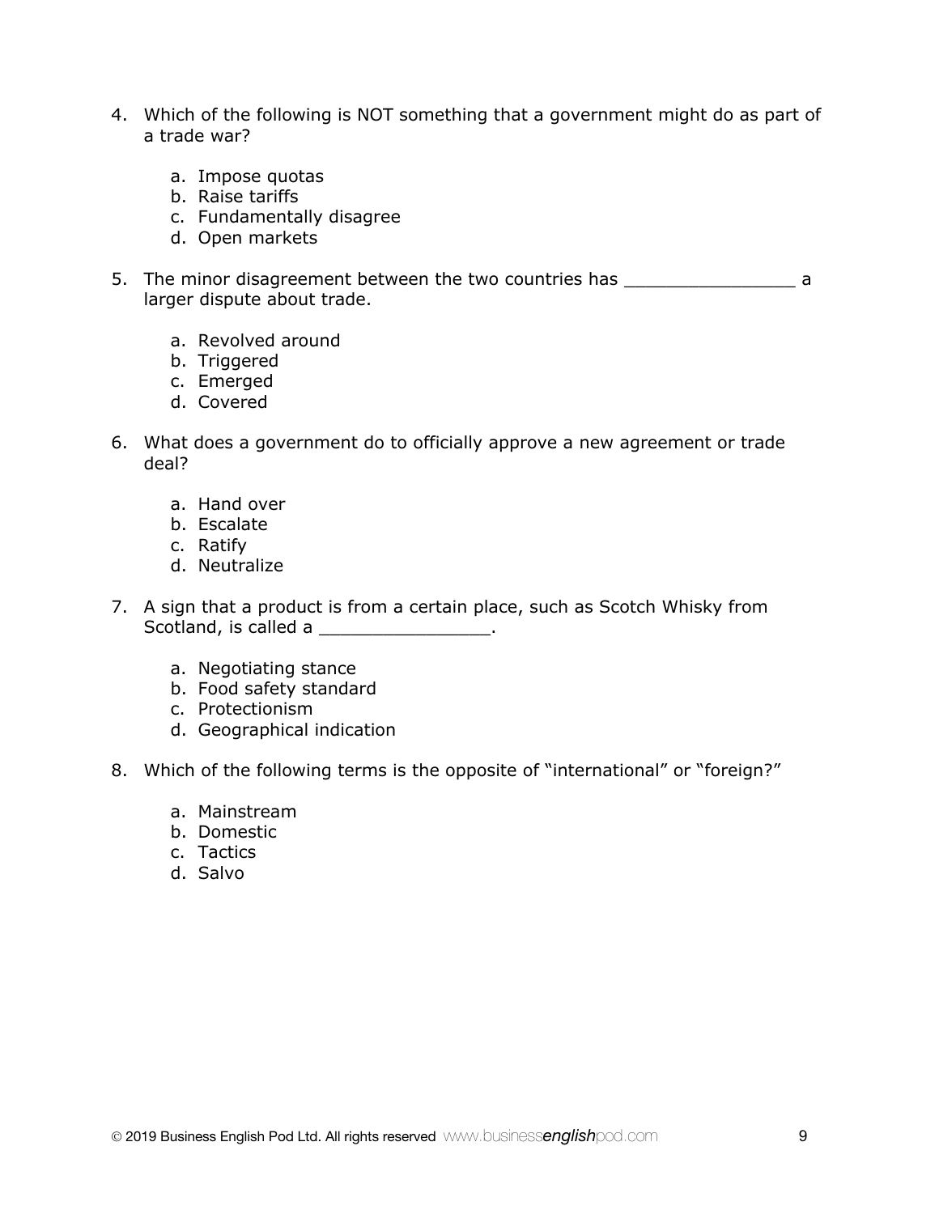4. Which of the following is NOT something that a government might do as part of a trade war?

    a. Impose quotas
    b. Raise tariffs
    c. Fundamentally disagree
    d. Open markets

5. The minor disagreement between the two countries has _______________ a larger dispute about trade.

    a. Revolved around
    b. Triggered
    c. Emerged
    d. Covered

6. What does a government do to officially approve a new agreement or trade deal?

    a. Hand over
    b. Escalate
    c. Ratify
    d. Neutralize

7. A sign that a product is from a certain place, such as Scotch Whisky from Scotland, is called a _______________.

    a. Negotiating stance
    b. Food safety standard
    c. Protectionism
    d. Geographical indication

8. Which of the following terms is the opposite of "international" or "foreign?"

    a. Mainstream
    b. Domestic
    c. Tactics
    d. Salvo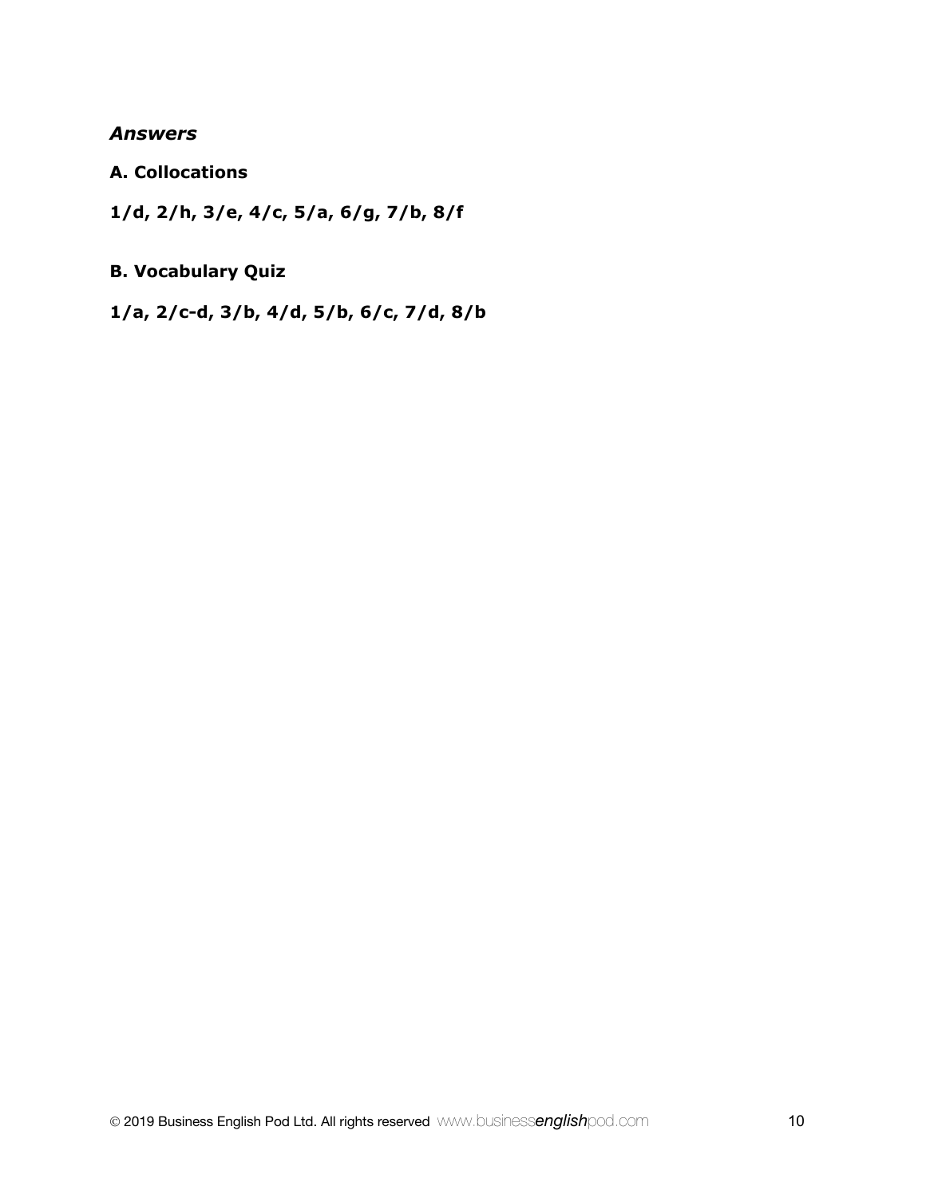## *Answers*

### A. Collocations

**1/d, 2/h, 3/e, 4/c, 5/a, 6/g, 7/b, 8/f**

### B. Vocabulary Quiz

**1/a, 2/c-d, 3/b, 4/d, 5/b, 6/c, 7/d, 8/b**